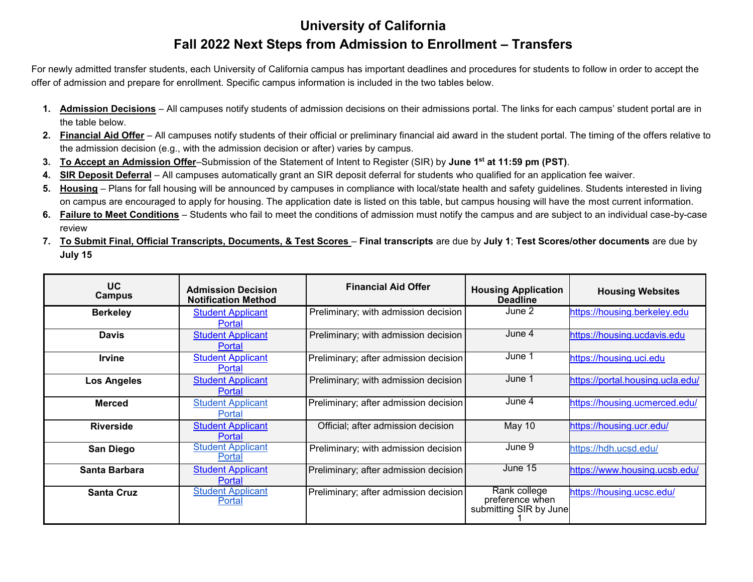# University of California

## Fall 2022 Next Steps from Admission to Enrollment – Transfers

For newly admitted transfer students, each University of California campus has important deadlines and procedures for students to follow in order to accept the offer of admission and prepare for enrollment. Specific campus information is included in the two tables below.

1. **Admission Decisions** – All campuses notify students of admission decisions on their admissions portal. The links for each campus' student portal are in the table below.
2. **Financial Aid Offer** – All campuses notify students of their official or preliminary financial aid award in the student portal. The timing of the offers relative to the admission decision (e.g., with the admission decision or after) varies by campus.
3. **To Accept an Admission Offer**–Submission of the Statement of Intent to Register (SIR) by **June 1st at 11:59 pm (PST)**.
4. **SIR Deposit Deferral** – All campuses automatically grant an SIR deposit deferral for students who qualified for an application fee waiver.
5. **Housing** – Plans for fall housing will be announced by campuses in compliance with local/state health and safety guidelines. Students interested in living on campus are encouraged to apply for housing. The application date is listed on this table, but campus housing will have the most current information.
6. **Failure to Meet Conditions** – Students who fail to meet the conditions of admission must notify the campus and are subject to an individual case-by-case review
7. **To Submit Final, Official Transcripts, Documents, & Test Scores** – **Final transcripts** are due by **July 1**; **Test Scores/other documents** are due by **July 15**

| UC Campus | Admission Decision Notification Method | Financial Aid Offer | Housing Application Deadline | Housing Websites |
|---|---|---|---|---|
| **Berkeley** | Student Applicant Portal | Preliminary; with admission decision | June 2 | https://housing.berkeley.edu |
| **Davis** | Student Applicant Portal | Preliminary; with admission decision | June 4 | https://housing.ucdavis.edu |
| **Irvine** | Student Applicant Portal | Preliminary; after admission decision | June 1 | https://housing.uci.edu |
| **Los Angeles** | Student Applicant Portal | Preliminary; with admission decision | June 1 | https://portal.housing.ucla.edu/ |
| **Merced** | Student Applicant Portal | Preliminary; after admission decision | June 4 | https://housing.ucmerced.edu/ |
| **Riverside** | Student Applicant Portal | Official; after admission decision | May 10 | https://housing.ucr.edu/ |
| **San Diego** | Student Applicant Portal | Preliminary; with admission decision | June 9 | https://hdh.ucsd.edu/ |
| **Santa Barbara** | Student Applicant Portal | Preliminary; after admission decision | June 15 | https://www.housing.ucsb.edu/ |
| **Santa Cruz** | Student Applicant Portal | Preliminary; after admission decision | Rank college preference when submitting SIR by June 1 | https://housing.ucsc.edu/ |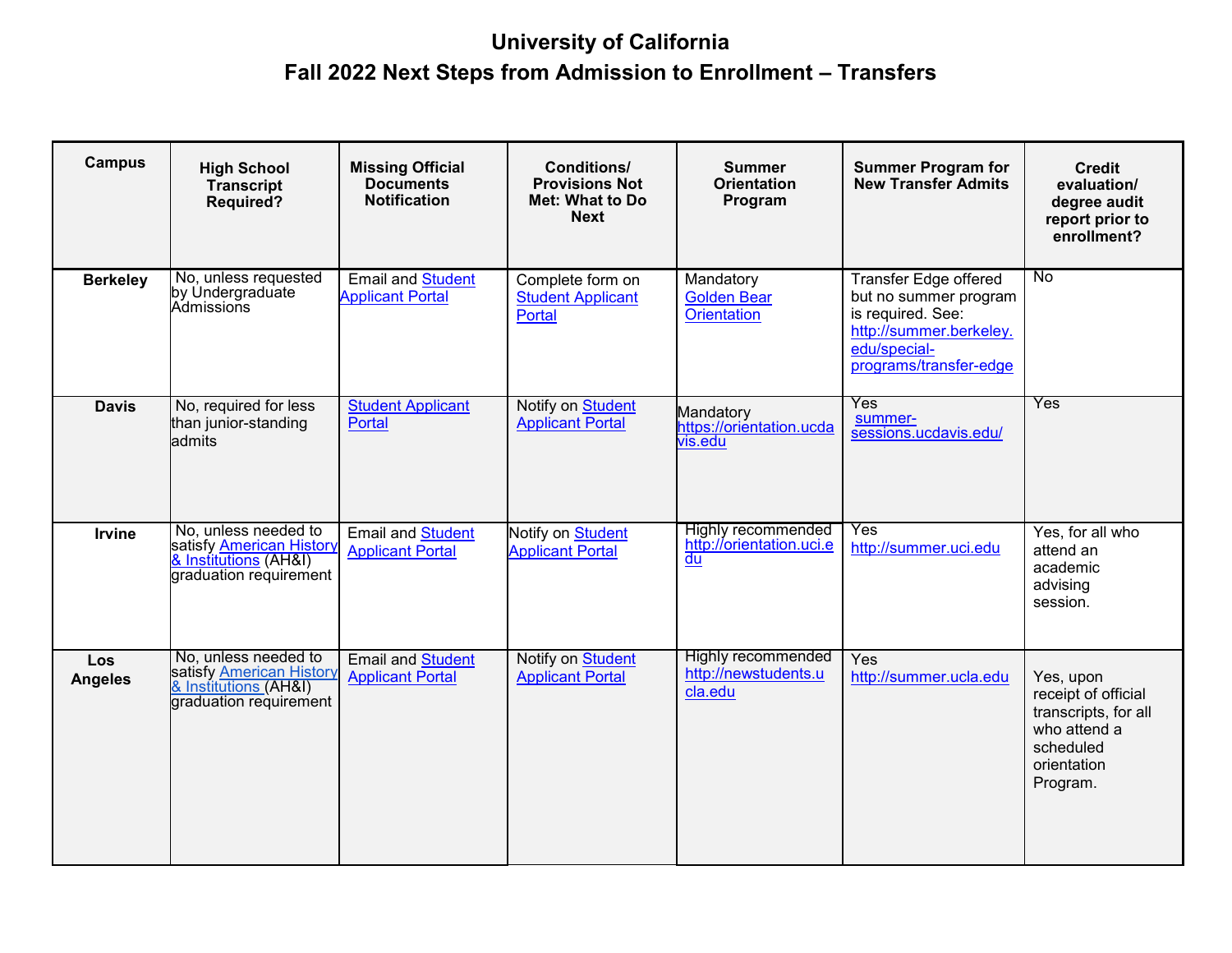# University of California
## Fall 2022 Next Steps from Admission to Enrollment – Transfers

| Campus | High School Transcript Required? | Missing Official Documents Notification | Conditions/ Provisions Not Met: What to Do Next | Summer Orientation Program | Summer Program for New Transfer Admits | Credit evaluation/ degree audit report prior to enrollment? |
|---|---|---|---|---|---|---|
| **Berkeley** | No, unless requested by Undergraduate Admissions | Email and Student Applicant Portal | Complete form on Student Applicant Portal | Mandatory Golden Bear Orientation | Transfer Edge offered but no summer program is required. See: http://summer.berkeley.edu/special-programs/transfer-edge | No |
| **Davis** | No, required for less than junior-standing admits | Student Applicant Portal | Notify on Student Applicant Portal | Mandatory https://orientation.ucdavis.edu | Yes summer-sessions.ucdavis.edu/ | Yes |
| **Irvine** | No, unless needed to satisfy American History & Institutions (AH&I) graduation requirement | Email and Student Applicant Portal | Notify on Student Applicant Portal | Highly recommended http://orientation.uci.edu | Yes http://summer.uci.edu | Yes, for all who attend an academic advising session. |
| **Los Angeles** | No, unless needed to satisfy American History & Institutions (AH&I) graduation requirement | Email and Student Applicant Portal | Notify on Student Applicant Portal | Highly recommended http://newstudents.ucla.edu | Yes http://summer.ucla.edu | Yes, upon receipt of official transcripts, for all who attend a scheduled orientation Program. |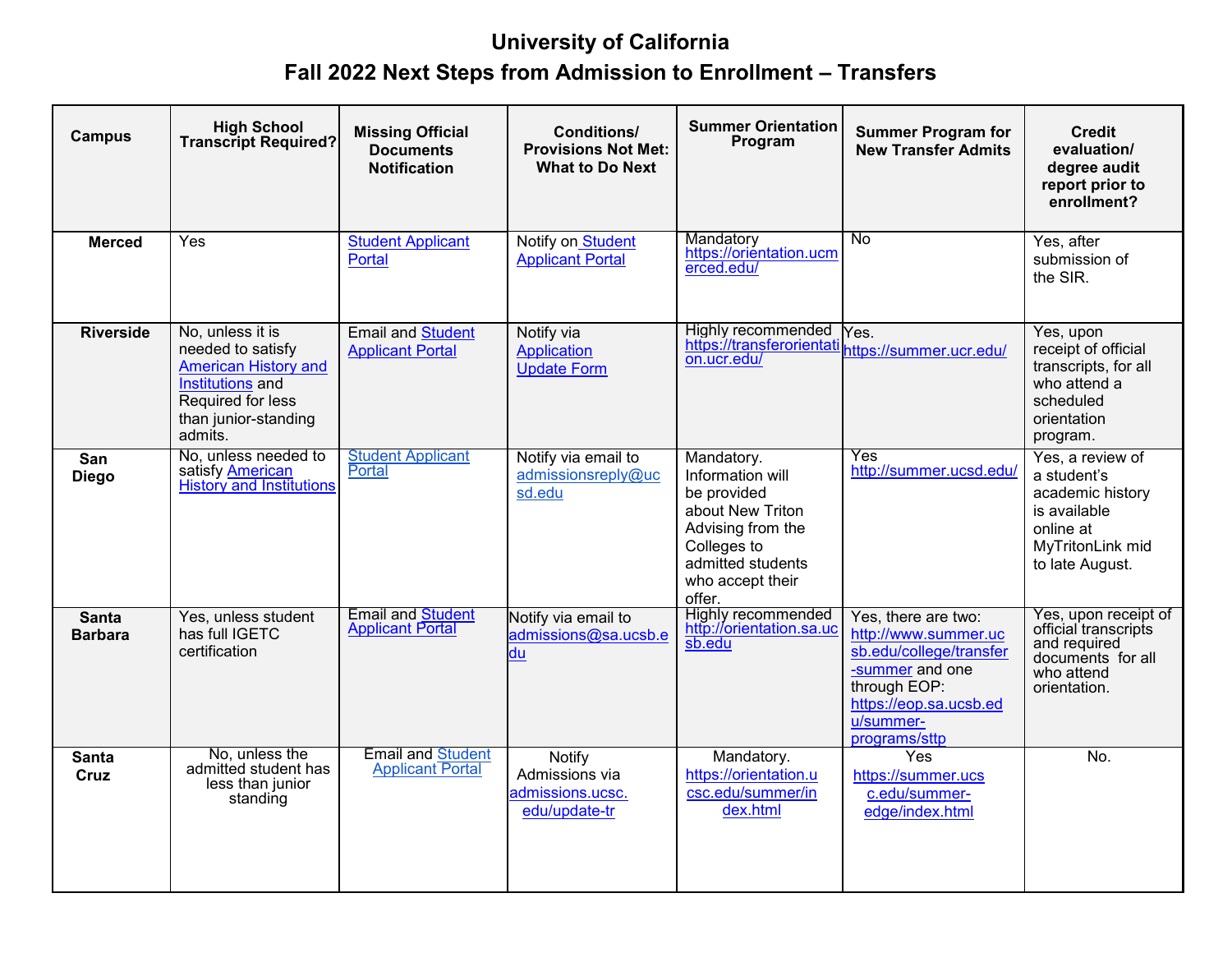# University of California
## Fall 2022 Next Steps from Admission to Enrollment – Transfers

| Campus | High School Transcript Required? | Missing Official Documents Notification | Conditions/ Provisions Not Met: What to Do Next | Summer Orientation Program | Summer Program for New Transfer Admits | Credit evaluation/ degree audit report prior to enrollment? |
|---|---|---|---|---|---|---|
| **Merced** | Yes | Student Applicant Portal | Notify on Student Applicant Portal | Mandatory https://orientation.ucmerced.edu/ | No | Yes, after submission of the SIR. |
| **Riverside** | No, unless it is needed to satisfy American History and Institutions and Required for less than junior-standing admits. | Email and Student Applicant Portal | Notify via Application Update Form | Highly recommended https://transferorientation.ucr.edu/ | Yes. https://summer.ucr.edu/ | Yes, upon receipt of official transcripts, for all who attend a scheduled orientation program. |
| **San Diego** | No, unless needed to satisfy American History and Institutions | Student Applicant Portal | Notify via email to admissionsreply@ucsd.edu | Mandatory. Information will be provided about New Triton Advising from the Colleges to admitted students who accept their offer. | Yes http://summer.ucsd.edu/ | Yes, a review of a student's academic history is available online at MyTritonLink mid to late August. |
| **Santa Barbara** | Yes, unless student has full IGETC certification | Email and Student Applicant Portal | Notify via email to admissions@sa.ucsb.edu | Highly recommended http://orientation.sa.ucsb.edu | Yes, there are two: http://www.summer.ucsb.edu/college/transfer-summer and one through EOP: https://eop.sa.ucsb.edu/summer-programs/sttp | Yes, upon receipt of official transcripts and required documents for all who attend orientation. |
| **Santa Cruz** | No, unless the admitted student has less than junior standing | Email and Student Applicant Portal | Notify Admissions via admissions.ucsc.edu/update-tr | Mandatory. https://orientation.ucsc.edu/summer/index.html | Yes https://summer.ucsc.edu/summer-edge/index.html | No. |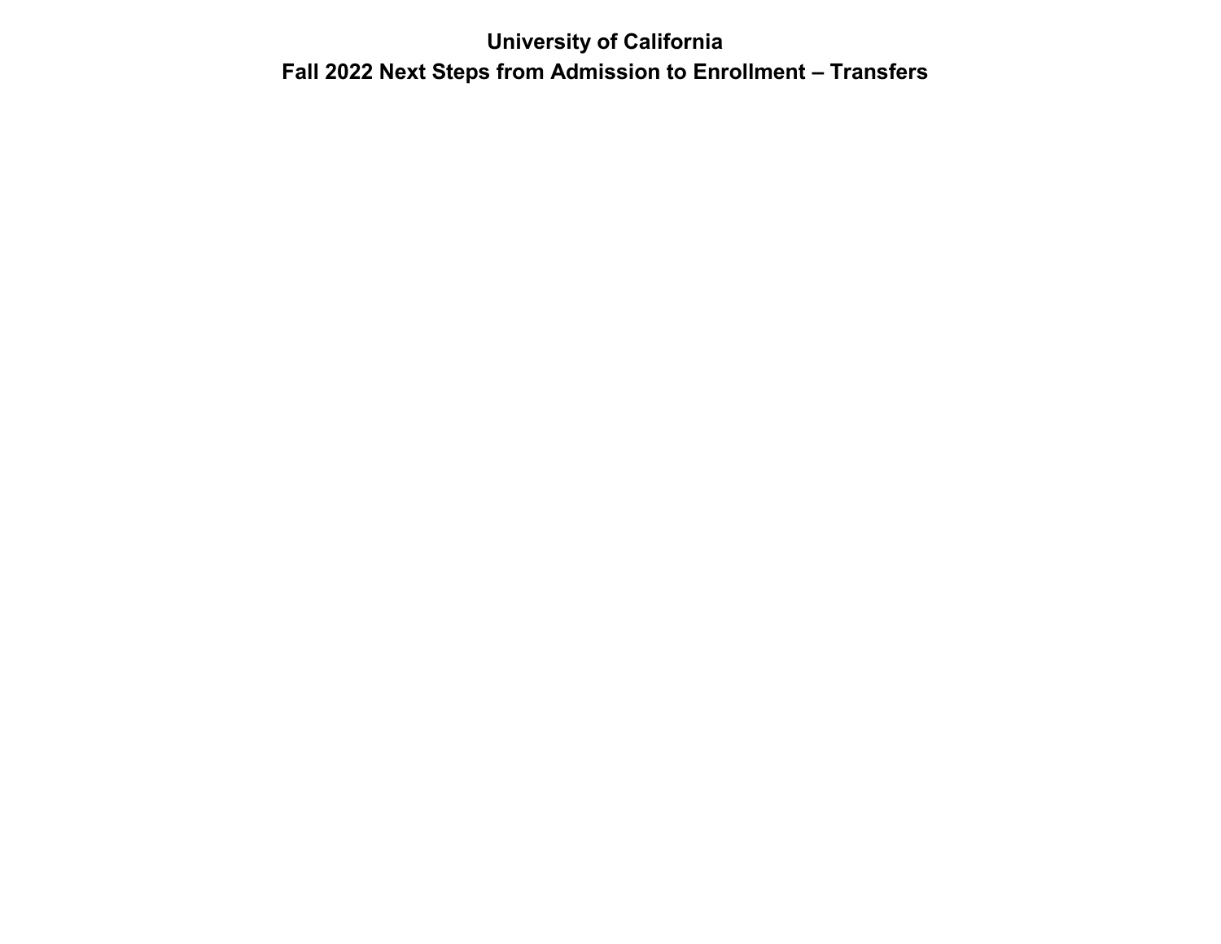# University of California

## Fall 2022 Next Steps from Admission to Enrollment – Transfers